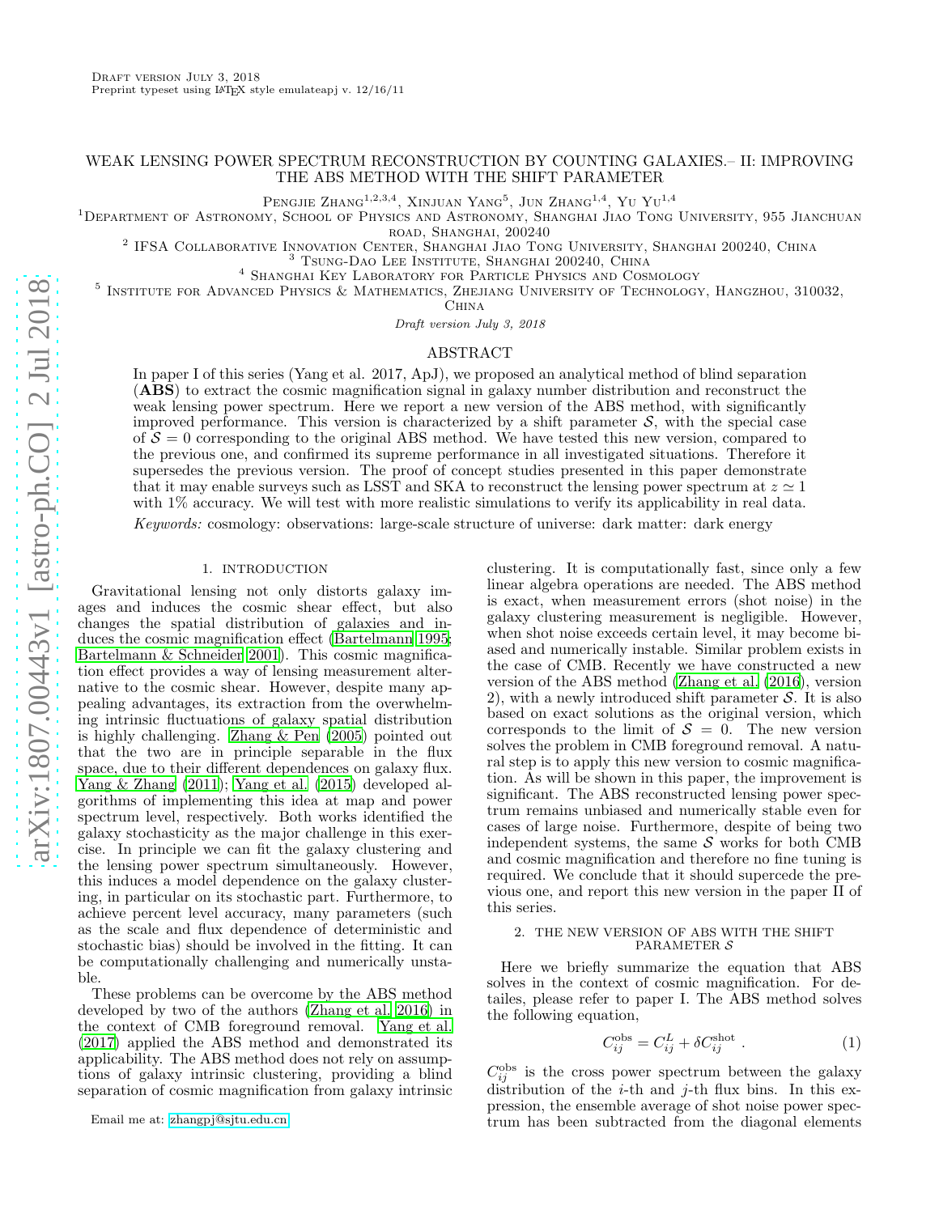# WEAK LENSING POWER SPECTRUM RECONSTRUCTION BY COUNTING GALAXIES.– II: IMPROVING THE ABS METHOD WITH THE SHIFT PARAMETER

Pengjie Zhang[1,2,3,4], Xinjuan Yang[5], Jun Zhang[1,4], Yu Yu[1,4]

[1]Department of Astronomy, School of Physics and Astronomy, Shanghai Jiao Tong University, 955 Jianchuan road, Shanghai, 200240

[2] IFSA Collaborative Innovation Center, Shanghai Jiao Tong University, Shanghai 200240, China

[3] Tsung-Dao Lee Institute, Shanghai 200240, China

[4] Shanghai Key Laboratory for Particle Physics and Cosmology

[5] Institute for Advanced Physics & Mathematics, Zhejiang University of Technology, Hangzhou, 310032, China

*Draft version July 3, 2018*

## ABSTRACT

In paper I of this series (Yang et al. 2017, ApJ), we proposed an analytical method of blind separation (**ABS**) to extract the cosmic magnification signal in galaxy number distribution and reconstruct the weak lensing power spectrum. Here we report a new version of the ABS method, with significantly improved performance. This version is characterized by a shift parameter $\mathcal{S}$, with the special case of $\mathcal{S} = 0$ corresponding to the original ABS method. We have tested this new version, compared to the previous one, and confirmed its supreme performance in all investigated situations. Therefore it supersedes the previous version. The proof of concept studies presented in this paper demonstrate that it may enable surveys such as LSST and SKA to reconstruct the lensing power spectrum at $z \simeq 1$ with 1% accuracy. We will test with more realistic simulations to verify its applicability in real data.

*Keywords:* cosmology: observations: large-scale structure of universe: dark matter: dark energy

## 1. INTRODUCTION

Gravitational lensing not only distorts galaxy images and induces the cosmic shear effect, but also changes the spatial distribution of galaxies and induces the cosmic magnification effect (Bartelmann 1995; Bartelmann & Schneider 2001). This cosmic magnification effect provides a way of lensing measurement alternative to the cosmic shear. However, despite many appealing advantages, its extraction from the overwhelming intrinsic fluctuations of galaxy spatial distribution is highly challenging. Zhang & Pen (2005) pointed out that the two are in principle separable in the flux space, due to their different dependences on galaxy flux. Yang & Zhang (2011); Yang et al. (2015) developed algorithms of implementing this idea at map and power spectrum level, respectively. Both works identified the galaxy stochasticity as the major challenge in this exercise. In principle we can fit the galaxy clustering and the lensing power spectrum simultaneously. However, this induces a model dependence on the galaxy clustering, in particular on its stochastic part. Furthermore, to achieve percent level accuracy, many parameters (such as the scale and flux dependence of deterministic and stochastic bias) should be involved in the fitting. It can be computationally challenging and numerically unstable.

These problems can be overcome by the ABS method developed by two of the authors (Zhang et al. 2016) in the context of CMB foreground removal. Yang et al. (2017) applied the ABS method and demonstrated its applicability. The ABS method does not rely on assumptions of galaxy intrinsic clustering, providing a blind separation of cosmic magnification from galaxy intrinsic clustering. It is computationally fast, since only a few linear algebra operations are needed. The ABS method is exact, when measurement errors (shot noise) in the galaxy clustering measurement is negligible. However, when shot noise exceeds certain level, it may become biased and numerically instable. Similar problem exists in the case of CMB. Recently we have constructed a new version of the ABS method (Zhang et al. (2016), version 2), with a newly introduced shift parameter $\mathcal{S}$. It is also based on exact solutions as the original version, which corresponds to the limit of $\mathcal{S} = 0$. The new version solves the problem in CMB foreground removal. A natural step is to apply this new version to cosmic magnification. As will be shown in this paper, the improvement is significant. The ABS reconstructed lensing power spectrum remains unbiased and numerically stable even for cases of large noise. Furthermore, despite of being two independent systems, the same $\mathcal{S}$ works for both CMB and cosmic magnification and therefore no fine tuning is required. We conclude that it should supercede the previous one, and report this new version in the paper II of this series.

## 2. THE NEW VERSION OF ABS WITH THE SHIFT PARAMETER $\mathcal{S}$

Here we briefly summarize the equation that ABS solves in the context of cosmic magnification. For detailes, please refer to paper I. The ABS method solves the following equation,

$$C_{ij}^{\rm obs} = C_{ij}^{L} + \delta C_{ij}^{\rm shot} \, . \quad (1)$$

$C_{ij}^{\rm obs}$ is the cross power spectrum between the galaxy distribution of the $i$-th and $j$-th flux bins. In this expression, the ensemble average of shot noise power spectrum has been subtracted from the diagonal elements

Email me at: zhangpj@sjtu.edu.cn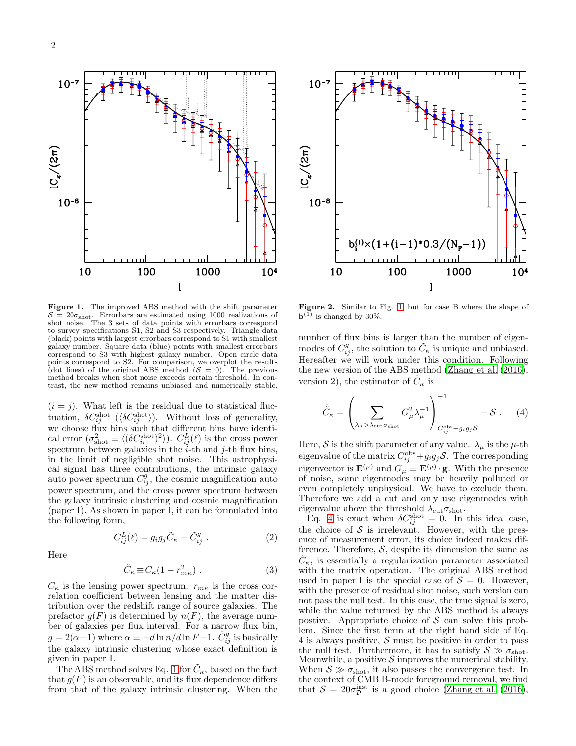Figure 1. The improved ABS method with the shift parameter $\mathcal{S} = 20\sigma_{\rm shot}$. Errorbars are estimated using 1000 realizations of shot noise. The 3 sets of data points with errorbars correspond to survey specifications S1, S2 and S3 respectively. Triangle data (black) points with largest errorbars correspond to S1 with smallest galaxy number. Square data (blue) points with smallest errorbars correspond to S3 with highest galaxy number. Open circle data points correspond to S2. For comparison, we overplot the results (dot lines) of the original ABS method ($\mathcal{S} = 0$). The previous method breaks when shot noise exceeds certain threshold. In contrast, the new method remains unbiased and numerically stable.

Figure 2. Similar to Fig. 1 but for case B where the shape of $\mathbf{b}^{(1)}$ is changed by 30%.

($i = j$). What left is the residual due to statistical fluctuation, $\delta C^{\rm shot}_{ij}$ ($\langle \delta C^{\rm shot}_{ij}\rangle$). Without loss of generality, we choose flux bins such that different bins have identical error ($\sigma^2_{\rm shot} \equiv \langle (\delta C^{\rm shot}_{ii})^2\rangle$). $C^L_{ij}(\ell)$ is the cross power spectrum between galaxies in the $i$-th and $j$-th flux bins, in the limit of negligible shot noise. This astrophysical signal has three contributions, the intrinsic galaxy auto power spectrum $C^g_{ij}$, the cosmic magnification auto power spectrum, and the cross power spectrum between the galaxy intrinsic clustering and cosmic magnification (paper I). As shown in paper I, it can be formulated into the following form,

$$C^L_{ij}(\ell) = g_i g_j \tilde{C}_\kappa + \tilde{C}^g_{ij} \ . \quad (2)$$

Here

$$\tilde{C}_\kappa \equiv C_\kappa (1 - r^2_{m\kappa}) \ . \quad (3)$$

$C_\kappa$ is the lensing power spectrum. $r_{m\kappa}$ is the cross correlation coefficient between lensing and the matter distribution over the redshift range of source galaxies. The prefactor $g(F)$ is determined by $n(F)$, the average number of galaxies per flux interval. For a narrow flux bin, $g = 2(\alpha - 1)$ where $\alpha \equiv -d\ln n/d\ln F - 1$. $\tilde{C}^g_{ij}$ is basically the galaxy intrinsic clustering whose exact definition is given in paper I.

The ABS method solves Eq. 1 for $\tilde{C}_\kappa$, based on the fact that $g(F)$ is an observable, and its flux dependence differs from that of the galaxy intrinsic clustering. When the number of flux bins is larger than the number of eigenmodes of $C^g_{ij}$, the solution to $\tilde{C}_\kappa$ is unique and unbiased. Hereafter we will work under this condition. Following the new version of the ABS method (Zhang et al. (2016), version 2), the estimator of $\tilde{C}_\kappa$ is

$$\hat{\tilde{C}}_\kappa = \left( \sum_{\lambda_\mu > \lambda_{\rm cut}\sigma_{\rm shot}} G^2_\mu \lambda^{-1}_\mu \right)^{-1}_{C^{\rm obs}_{ij} + g_i g_j \mathcal{S}} - \mathcal{S} \ . \quad (4)$$

Here, $\mathcal{S}$ is the shift parameter of any value. $\lambda_\mu$ is the $\mu$-th eigenvalue of the matrix $C^{\rm obs}_{ij} + g_i g_j \mathcal{S}$. The corresponding eigenvector is $\mathbf{E}^{(\mu)}$ and $G_\mu \equiv \mathbf{E}^{(\mu)} \cdot \mathbf{g}$. With the presence of noise, some eigenmodes may be heavily polluted or even completely unphysical. We have to exclude them. Therefore we add a cut and only use eigenmodes with eigenvalue above the threshold $\lambda_{\rm cut}\sigma_{\rm shot}$.

Eq. 4 is exact when $\delta C^{\rm shot}_{ij} = 0$. In this ideal case, the choice of $\mathcal{S}$ is irrelevant. However, with the presence of measurement error, its choice indeed makes difference. Therefore, $\mathcal{S}$, despite its dimension the same as $\tilde{C}_\kappa$, is essentially a regularization parameter associated with the matrix operation. The original ABS method used in paper I is the special case of $\mathcal{S} = 0$. However, with the presence of residual shot noise, such version can not pass the null test. In this case, the true signal is zero, while the value returned by the ABS method is always postive. Appropriate choice of $\mathcal{S}$ can solve this problem. Since the first term at the right hand side of Eq. 4 is always positive, $\mathcal{S}$ must be positive in order to pass the null test. Furthermore, it has to satisfy $\mathcal{S} \gg \sigma_{\rm shot}$. Meanwhile, a positive $\mathcal{S}$ improves the numerical stability. When $\mathcal{S} \gg \sigma_{\rm shot}$, it also passes the convergence test. In the context of CMB B-mode foreground removal, we find that $\mathcal{S} = 20\sigma^{\rm inst}_{\mathcal{D}}$ is a good choice (Zhang et al. (2016),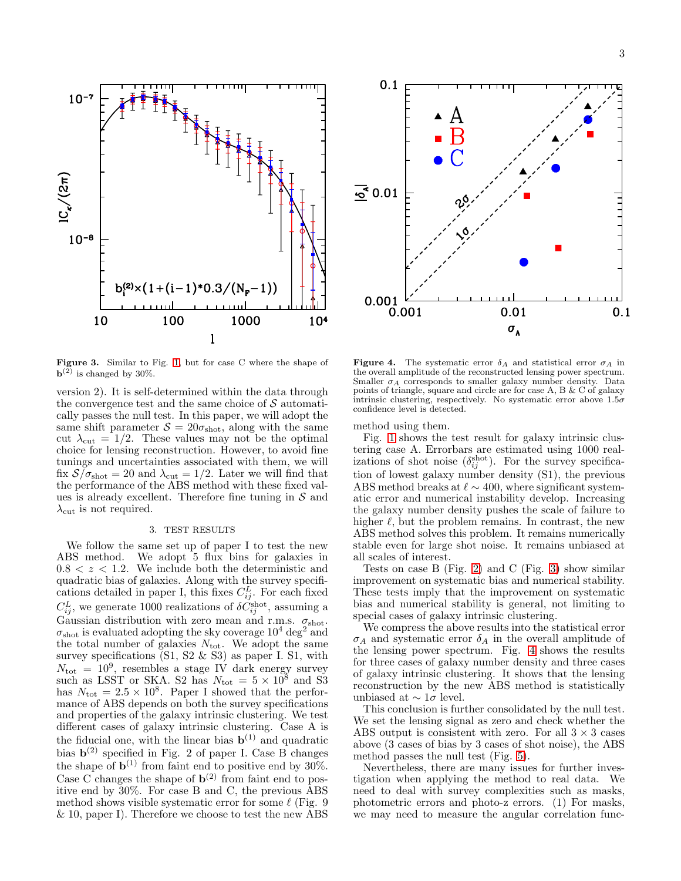**Figure 3.** Similar to Fig. 1, but for case C where the shape of $\mathbf{b}^{(2)}$ is changed by 30%.

version 2). It is self-determined within the data through the convergence test and the same choice of $\mathcal{S}$ automatically passes the null test. In this paper, we will adopt the same shift parameter $\mathcal{S} = 20\sigma_{\rm shot}$, along with the same cut $\lambda_{\rm cut} = 1/2$. These values may not be the optimal choice for lensing reconstruction. However, to avoid fine tunings and uncertainties associated with them, we will fix $\mathcal{S}/\sigma_{\rm shot} = 20$ and $\lambda_{\rm cut} = 1/2$. Later we will find that the performance of the ABS method with these fixed values is already excellent. Therefore fine tuning in $\mathcal{S}$ and $\lambda_{\rm cut}$ is not required.

## 3. TEST RESULTS

We follow the same set up of paper I to test the new ABS method. We adopt 5 flux bins for galaxies in $0.8 < z < 1.2$. We include both the deterministic and quadratic bias of galaxies. Along with the survey specifications detailed in paper I, this fixes $C^L_{ij}$. For each fixed $C^L_{ij}$, we generate 1000 realizations of $\delta C^{\rm shot}_{ij}$, assuming a Gaussian distribution with zero mean and r.m.s. $\sigma_{\rm shot}$. $\sigma_{\rm shot}$ is evaluated adopting the sky coverage $10^4$ deg$^2$ and the total number of galaxies $N_{\rm tot}$. We adopt the same survey specifications (S1, S2 & S3) as paper I. S1, with $N_{\rm tot} = 10^9$, resembles a stage IV dark energy survey such as LSST or SKA. S2 has $N_{\rm tot} = 5 \times 10^8$ and S3 has $N_{\rm tot} = 2.5 \times 10^8$. Paper I showed that the performance of ABS depends on both the survey specifications and properties of the galaxy intrinsic clustering. We test different cases of galaxy intrinsic clustering. Case A is the fiducial one, with the linear bias $\mathbf{b}^{(1)}$ and quadratic bias $\mathbf{b}^{(2)}$ specified in Fig. 2 of paper I. Case B changes the shape of $\mathbf{b}^{(1)}$ from faint end to positive end by 30%. Case C changes the shape of $\mathbf{b}^{(2)}$ from faint end to positive end by 30%. For case B and C, the previous ABS method shows visible systematic error for some $\ell$ (Fig. 9 & 10, paper I). Therefore we choose to test the new ABS method using them.

**Figure 4.** The systematic error $\delta_A$ and statistical error $\sigma_A$ in the overall amplitude of the reconstructed lensing power spectrum. Smaller $\sigma_A$ corresponds to smaller galaxy number density. Data points of triangle, square and circle are for case A, B & C of galaxy intrinsic clustering, respectively. No systematic error above $1.5\sigma$ confidence level is detected.

Fig. 1 shows the test result for galaxy intrinsic clustering case A. Errorbars are estimated using 1000 realizations of shot noise ($\delta^{\rm shot}_{ij}$). For the survey specification of lowest galaxy number density (S1), the previous ABS method breaks at $\ell \sim 400$, where significant systematic error and numerical instability develop. Increasing the galaxy number density pushes the scale of failure to higher $\ell$, but the problem remains. In contrast, the new ABS method solves this problem. It remains numerically stable even for large shot noise. It remains unbiased at all scales of interest.

Tests on case B (Fig. 2) and C (Fig. 3) show similar improvement on systematic bias and numerical stability. These tests imply that the improvement on systematic bias and numerical stability is general, not limiting to special cases of galaxy intrinsic clustering.

We compress the above results into the statistical error $\sigma_A$ and systematic error $\delta_A$ in the overall amplitude of the lensing power spectrum. Fig. 4 shows the results for three cases of galaxy number density and three cases of galaxy intrinsic clustering. It shows that the lensing reconstruction by the new ABS method is statistically unbiased at $\sim 1\sigma$ level.

This conclusion is further consolidated by the null test. We set the lensing signal as zero and check whether the ABS output is consistent with zero. For all $3 \times 3$ cases above (3 cases of bias by 3 cases of shot noise), the ABS method passes the null test (Fig. 5).

Nevertheless, there are many issues for further investigation when applying the method to real data. We need to deal with survey complexities such as masks, photometric errors and photo-z errors. (1) For masks, we may need to measure the angular correlation func-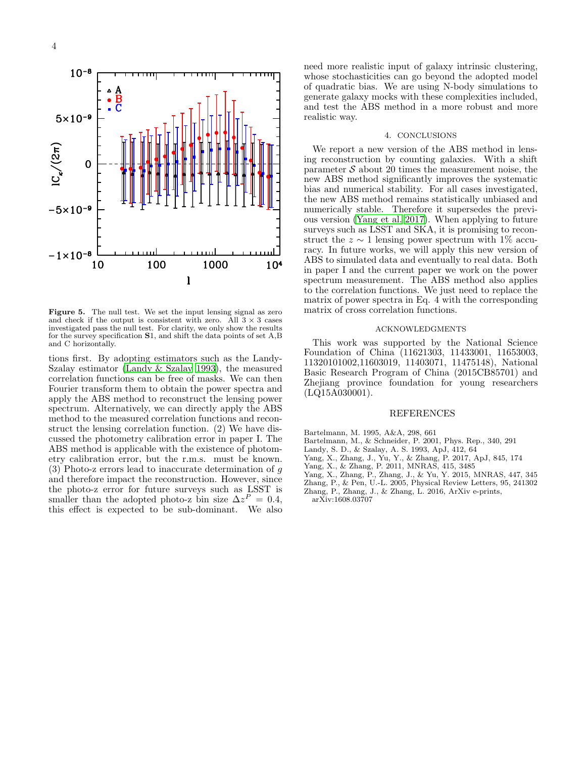10^-8

A
B
C

5×10^-9

0

-5×10^-9

-1×10^-8

10 100 1000 10^4

l

$lC_\kappa/(2\pi)$

**Figure 5.** The null test. We set the input lensing signal as zero and check if the output is consistent with zero. All $3 \times 3$ cases investigated pass the null test. For clarity, we only show the results for the survey specification **S**1, and shift the data points of set A,B and C horizontally.

tions first. By adopting estimators such as the Landy-Szalay estimator (Landy & Szalay 1993), the measured correlation functions can be free of masks. We can then Fourier transform them to obtain the power spectra and apply the ABS method to reconstruct the lensing power spectrum. Alternatively, we can directly apply the ABS method to the measured correlation functions and reconstruct the lensing correlation function. (2) We have discussed the photometry calibration error in paper I. The ABS method is applicable with the existence of photometry calibration error, but the r.m.s. must be known. (3) Photo-z errors lead to inaccurate determination of $g$ and therefore impact the reconstruction. However, since the photo-z error for future surveys such as LSST is smaller than the adopted photo-z bin size $\Delta z^P = 0.4$, this effect is expected to be sub-dominant. We also need more realistic input of galaxy intrinsic clustering, whose stochasticities can go beyond the adopted model of quadratic bias. We are using N-body simulations to generate galaxy mocks with these complexities included, and test the ABS method in a more robust and more realistic way.

## 4. CONCLUSIONS

We report a new version of the ABS method in lensing reconstruction by counting galaxies. With a shift parameter $\mathcal{S}$ about 20 times the measurement noise, the new ABS method significantly improves the systematic bias and numerical stability. For all cases investigated, the new ABS method remains statistically unbiased and numerically stable. Therefore it supersedes the previous version (Yang et al. 2017). When applying to future surveys such as LSST and SKA, it is promising to reconstruct the $z \sim 1$ lensing power spectrum with 1% accuracy. In future works, we will apply this new version of ABS to simulated data and eventually to real data. Both in paper I and the current paper we work on the power spectrum measurement. The ABS method also applies to the correlation functions. We just need to replace the matrix of power spectra in Eq. 4 with the corresponding matrix of cross correlation functions.

## ACKNOWLEDGMENTS

This work was supported by the National Science Foundation of China (11621303, 11433001, 11653003, 11320101002,11603019, 11403071, 11475148), National Basic Research Program of China (2015CB85701) and Zhejiang province foundation for young researchers (LQ15A030001).

## REFERENCES

Bartelmann, M. 1995, A&A, 298, 661
Bartelmann, M., & Schneider, P. 2001, Phys. Rep., 340, 291
Landy, S. D., & Szalay, A. S. 1993, ApJ, 412, 64
Yang, X., Zhang, J., Yu, Y., & Zhang, P. 2017, ApJ, 845, 174
Yang, X., & Zhang, P. 2011, MNRAS, 415, 3485
Yang, X., Zhang, P., Zhang, J., & Yu, Y. 2015, MNRAS, 447, 345
Zhang, P., & Pen, U.-L. 2005, Physical Review Letters, 95, 241302
Zhang, P., Zhang, J., & Zhang, L. 2016, ArXiv e-prints, arXiv:1608.03707